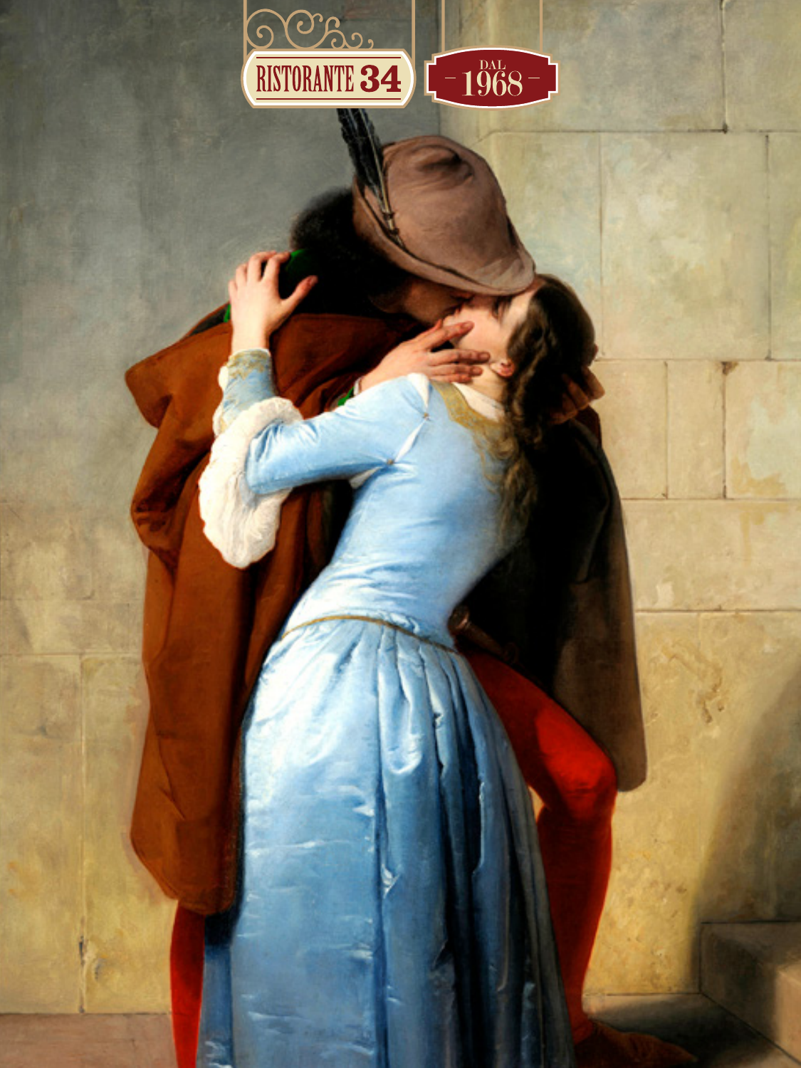RISTORANTE 34

DAL 1968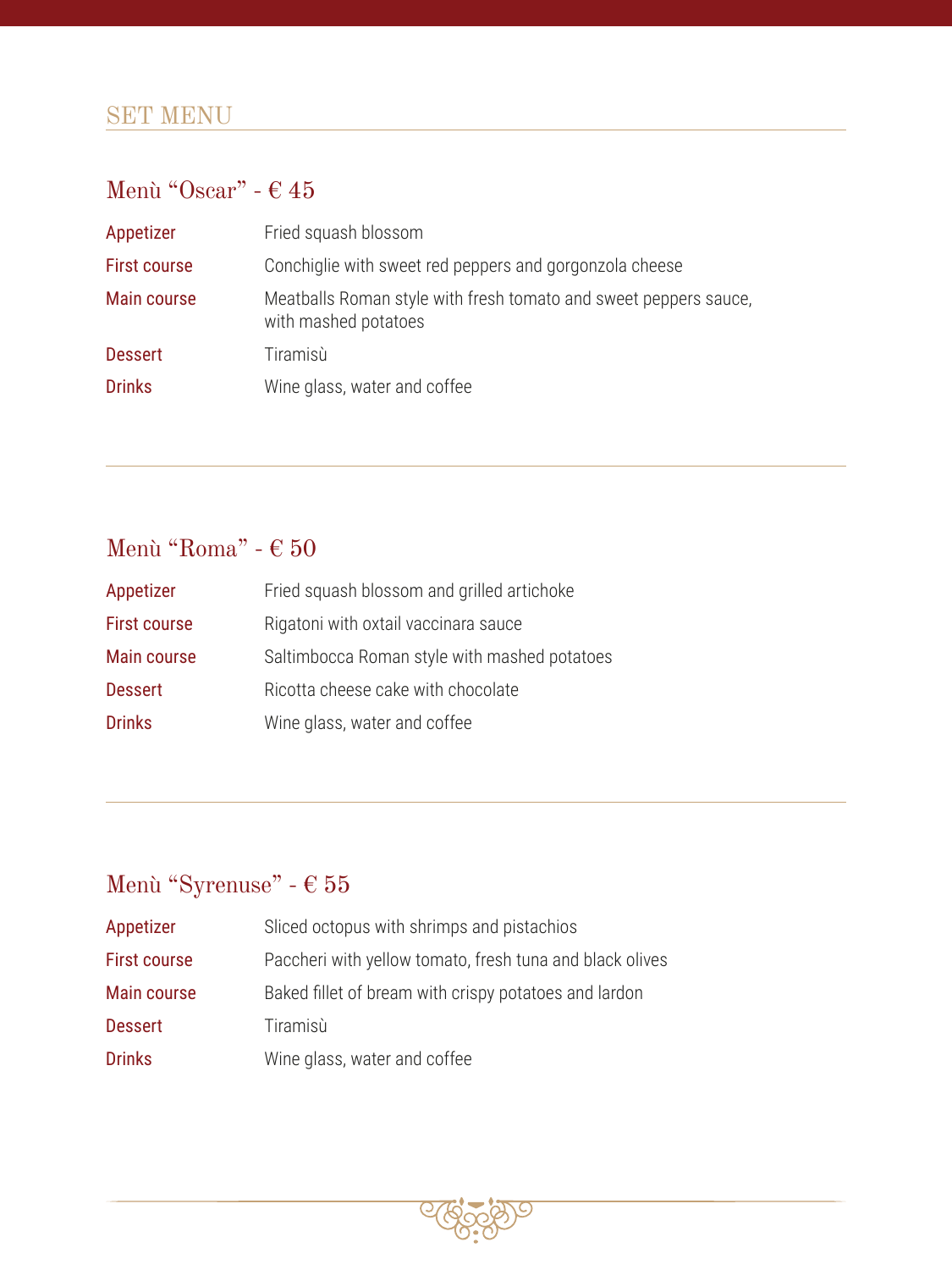# SET MENU

## Menù "Oscar" - € 45

| | |
|---|---|
| Appetizer | Fried squash blossom |
| First course | Conchiglie with sweet red peppers and gorgonzola cheese |
| Main course | Meatballs Roman style with fresh tomato and sweet peppers sauce, with mashed potatoes |
| Dessert | Tiramisù |
| Drinks | Wine glass, water and coffee |

## Menù "Roma" - € 50

| | |
|---|---|
| Appetizer | Fried squash blossom and grilled artichoke |
| First course | Rigatoni with oxtail vaccinara sauce |
| Main course | Saltimbocca Roman style with mashed potatoes |
| Dessert | Ricotta cheese cake with chocolate |
| Drinks | Wine glass, water and coffee |

## Menù "Syrenuse" - € 55

| | |
|---|---|
| Appetizer | Sliced octopus with shrimps and pistachios |
| First course | Paccheri with yellow tomato, fresh tuna and black olives |
| Main course | Baked fillet of bream with crispy potatoes and lardon |
| Dessert | Tiramisù |
| Drinks | Wine glass, water and coffee |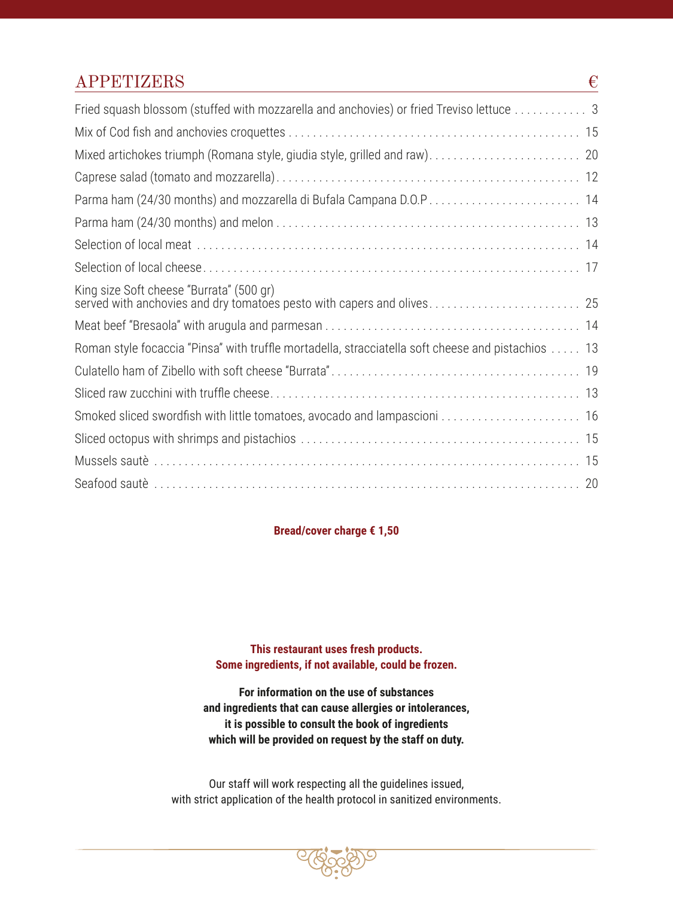## APPETIZERS

| | € |
|---|---|
| Fried squash blossom (stuffed with mozzarella and anchovies) or fried Treviso lettuce | 3 |
| Mix of Cod fish and anchovies croquettes | 15 |
| Mixed artichokes triumph (Romana style, giudia style, grilled and raw) | 20 |
| Caprese salad (tomato and mozzarella) | 12 |
| Parma ham (24/30 months) and mozzarella di Bufala Campana D.O.P | 14 |
| Parma ham (24/30 months) and melon | 13 |
| Selection of local meat | 14 |
| Selection of local cheese | 17 |
| King size Soft cheese "Burrata" (500 gr) served with anchovies and dry tomatoes pesto with capers and olives | 25 |
| Meat beef "Bresaola" with arugula and parmesan | 14 |
| Roman style focaccia "Pinsa" with truffle mortadella, stracciatella soft cheese and pistachios | 13 |
| Culatello ham of Zibello with soft cheese "Burrata" | 19 |
| Sliced raw zucchini with truffle cheese | 13 |
| Smoked sliced swordfish with little tomatoes, avocado and lampascioni | 16 |
| Sliced octopus with shrimps and pistachios | 15 |
| Mussels sautè | 15 |
| Seafood sautè | 20 |

**Bread/cover charge € 1,50**

**This restaurant uses fresh products.**
**Some ingredients, if not available, could be frozen.**

**For information on the use of substances and ingredients that can cause allergies or intolerances, it is possible to consult the book of ingredients which will be provided on request by the staff on duty.**

Our staff will work respecting all the guidelines issued, with strict application of the health protocol in sanitized environments.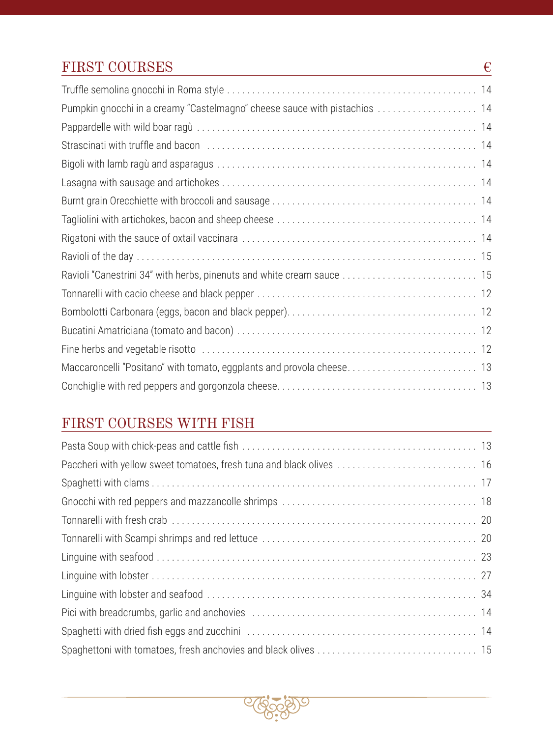## FIRST COURSES

| Dish | € |
|---|---|
| Truffle semolina gnocchi in Roma style | 14 |
| Pumpkin gnocchi in a creamy “Castelmagno” cheese sauce with pistachios | 14 |
| Pappardelle with wild boar ragù | 14 |
| Strascinati with truffle and bacon | 14 |
| Bigoli with lamb ragù and asparagus | 14 |
| Lasagna with sausage and artichokes | 14 |
| Burnt grain Orecchiette with broccoli and sausage | 14 |
| Tagliolini with artichokes, bacon and sheep cheese | 14 |
| Rigatoni with the sauce of oxtail vaccinara | 14 |
| Ravioli of the day | 15 |
| Ravioli “Canestrini 34” with herbs, pinenuts and white cream sauce | 15 |
| Tonnarelli with cacio cheese and black pepper | 12 |
| Bombolotti Carbonara (eggs, bacon and black pepper) | 12 |
| Bucatini Amatriciana (tomato and bacon) | 12 |
| Fine herbs and vegetable risotto | 12 |
| Maccaroncelli “Positano” with tomato, eggplants and provola cheese | 13 |
| Conchiglie with red peppers and gorgonzola cheese | 13 |

## FIRST COURSES WITH FISH

| Dish | € |
|---|---|
| Pasta Soup with chick-peas and cattle fish | 13 |
| Paccheri with yellow sweet tomatoes, fresh tuna and black olives | 16 |
| Spaghetti with clams | 17 |
| Gnocchi with red peppers and mazzancolle shrimps | 18 |
| Tonnarelli with fresh crab | 20 |
| Tonnarelli with Scampi shrimps and red lettuce | 20 |
| Linguine with seafood | 23 |
| Linguine with lobster | 27 |
| Linguine with lobster and seafood | 34 |
| Pici with breadcrumbs, garlic and anchovies | 14 |
| Spaghetti with dried fish eggs and zucchini | 14 |
| Spaghettoni with tomatoes, fresh anchovies and black olives | 15 |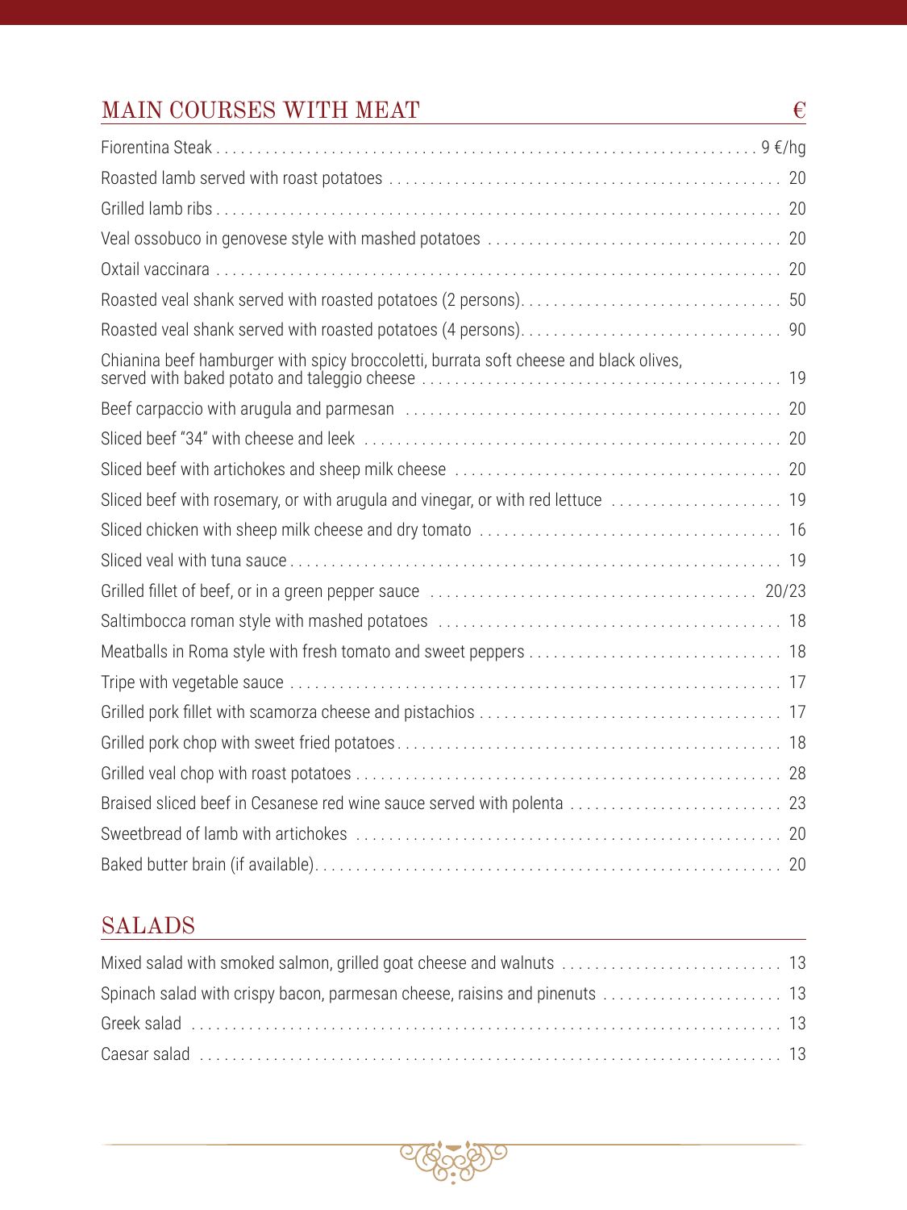## MAIN COURSES WITH MEAT

| Dish | € |
|---|---|
| Fiorentina Steak | 9 €/hg |
| Roasted lamb served with roast potatoes | 20 |
| Grilled lamb ribs | 20 |
| Veal ossobuco in genovese style with mashed potatoes | 20 |
| Oxtail vaccinara | 20 |
| Roasted veal shank served with roasted potatoes (2 persons) | 50 |
| Roasted veal shank served with roasted potatoes (4 persons) | 90 |
| Chianina beef hamburger with spicy broccoletti, burrata soft cheese and black olives, served with baked potato and taleggio cheese | 19 |
| Beef carpaccio with arugula and parmesan | 20 |
| Sliced beef "34" with cheese and leek | 20 |
| Sliced beef with artichokes and sheep milk cheese | 20 |
| Sliced beef with rosemary, or with arugula and vinegar, or with red lettuce | 19 |
| Sliced chicken with sheep milk cheese and dry tomato | 16 |
| Sliced veal with tuna sauce | 19 |
| Grilled fillet of beef, or in a green pepper sauce | 20/23 |
| Saltimbocca roman style with mashed potatoes | 18 |
| Meatballs in Roma style with fresh tomato and sweet peppers | 18 |
| Tripe with vegetable sauce | 17 |
| Grilled pork fillet with scamorza cheese and pistachios | 17 |
| Grilled pork chop with sweet fried potatoes | 18 |
| Grilled veal chop with roast potatoes | 28 |
| Braised sliced beef in Cesanese red wine sauce served with polenta | 23 |
| Sweetbread of lamb with artichokes | 20 |
| Baked butter brain (if available) | 20 |

## SALADS

| Dish | € |
|---|---|
| Mixed salad with smoked salmon, grilled goat cheese and walnuts | 13 |
| Spinach salad with crispy bacon, parmesan cheese, raisins and pinenuts | 13 |
| Greek salad | 13 |
| Caesar salad | 13 |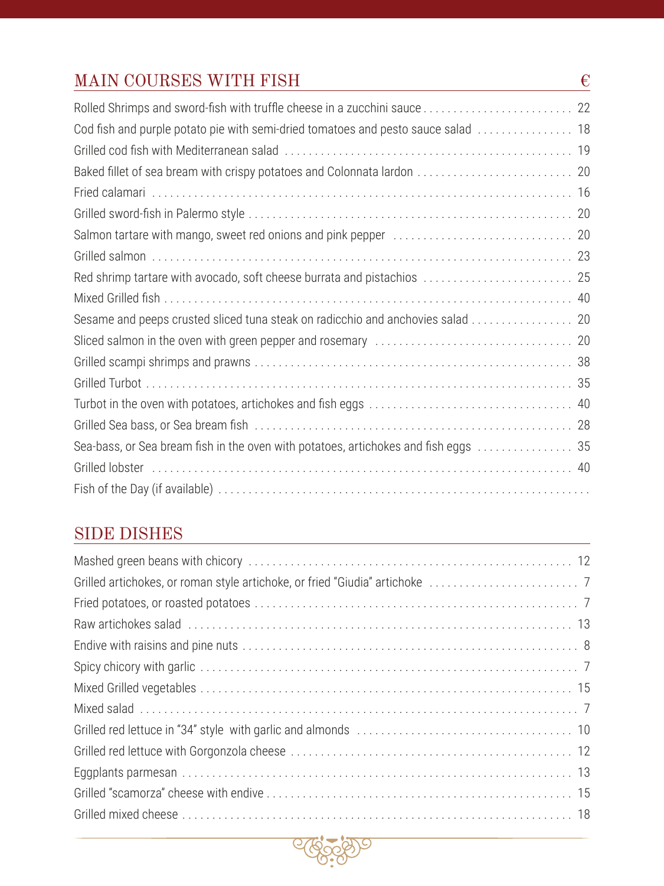## MAIN COURSES WITH FISH

| Dish | € |
|---|---|
| Rolled Shrimps and sword-fish with truffle cheese in a zucchini sauce | 22 |
| Cod fish and purple potato pie with semi-dried tomatoes and pesto sauce salad | 18 |
| Grilled cod fish with Mediterranean salad | 19 |
| Baked fillet of sea bream with crispy potatoes and Colonnata lardon | 20 |
| Fried calamari | 16 |
| Grilled sword-fish in Palermo style | 20 |
| Salmon tartare with mango, sweet red onions and pink pepper | 20 |
| Grilled salmon | 23 |
| Red shrimp tartare with avocado, soft cheese burrata and pistachios | 25 |
| Mixed Grilled fish | 40 |
| Sesame and peeps crusted sliced tuna steak on radicchio and anchovies salad | 20 |
| Sliced salmon in the oven with green pepper and rosemary | 20 |
| Grilled scampi shrimps and prawns | 38 |
| Grilled Turbot | 35 |
| Turbot in the oven with potatoes, artichokes and fish eggs | 40 |
| Grilled Sea bass, or Sea bream fish | 28 |
| Sea-bass, or Sea bream fish in the oven with potatoes, artichokes and fish eggs | 35 |
| Grilled lobster | 40 |
| Fish of the Day (if available) | |

## SIDE DISHES

| Dish | € |
|---|---|
| Mashed green beans with chicory | 12 |
| Grilled artichokes, or roman style artichoke, or fried "Giudia" artichoke | 7 |
| Fried potatoes, or roasted potatoes | 7 |
| Raw artichokes salad | 13 |
| Endive with raisins and pine nuts | 8 |
| Spicy chicory with garlic | 7 |
| Mixed Grilled vegetables | 15 |
| Mixed salad | 7 |
| Grilled red lettuce in "34" style with garlic and almonds | 10 |
| Grilled red lettuce with Gorgonzola cheese | 12 |
| Eggplants parmesan | 13 |
| Grilled "scamorza" cheese with endive | 15 |
| Grilled mixed cheese | 18 |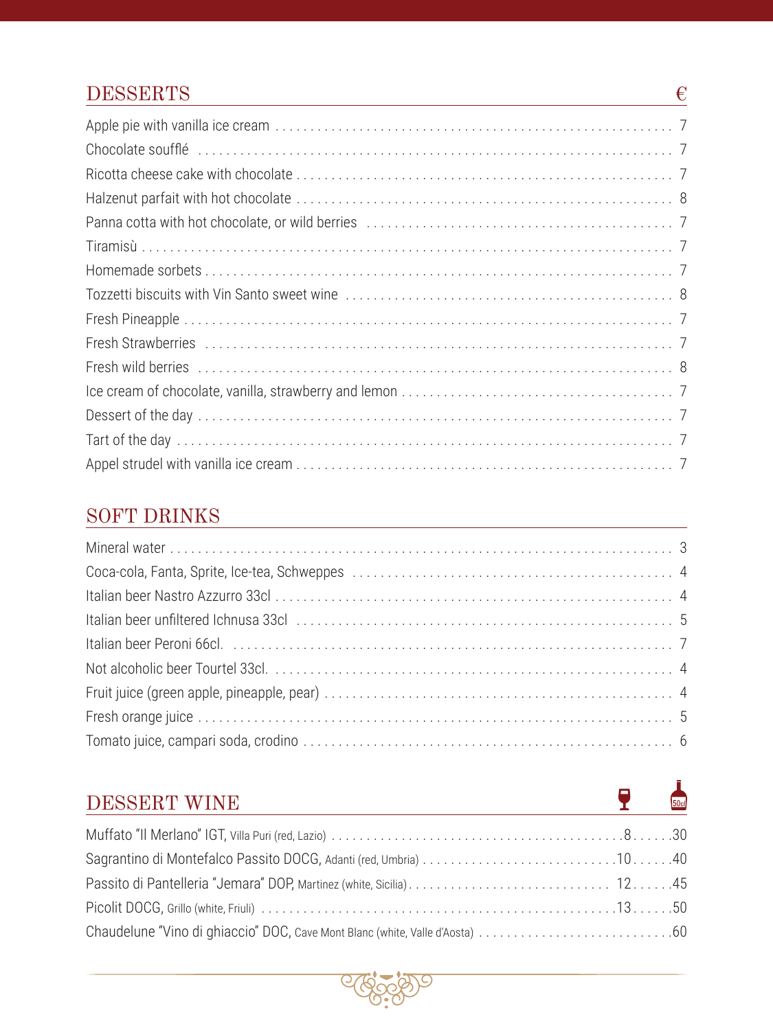## DESSERTS

| Item | € |
|---|---|
| Apple pie with vanilla ice cream | 7 |
| Chocolate soufflé | 7 |
| Ricotta cheese cake with chocolate | 7 |
| Halzenut parfait with hot chocolate | 8 |
| Panna cotta with hot chocolate, or wild berries | 7 |
| Tiramisù | 7 |
| Homemade sorbets | 7 |
| Tozzetti biscuits with Vin Santo sweet wine | 8 |
| Fresh Pineapple | 7 |
| Fresh Strawberries | 7 |
| Fresh wild berries | 8 |
| Ice cream of chocolate, vanilla, strawberry and lemon | 7 |
| Dessert of the day | 7 |
| Tart of the day | 7 |
| Appel strudel with vanilla ice cream | 7 |

## SOFT DRINKS

| Item | € |
|---|---|
| Mineral water | 3 |
| Coca-cola, Fanta, Sprite, Ice-tea, Schweppes | 4 |
| Italian beer Nastro Azzurro 33cl | 4 |
| Italian beer unfiltered Ichnusa 33cl | 5 |
| Italian beer Peroni 66cl. | 7 |
| Not alcoholic beer Tourtel 33cl. | 4 |
| Fruit juice (green apple, pineapple, pear) | 4 |
| Fresh orange juice | 5 |
| Tomato juice, campari soda, crodino | 6 |

## DESSERT WINE

| Item | Glass | Bottle 50cl |
|---|---|---|
| Muffato "Il Merlano" IGT, Villa Puri (red, Lazio) | 8 | 30 |
| Sagrantino di Montefalco Passito DOCG, Adanti (red, Umbria) | 10 | 40 |
| Passito di Pantelleria "Jemara" DOP, Martinez (white, Sicilia) | 12 | 45 |
| Picolit DOCG, Grillo (white, Friuli) | 13 | 50 |
| Chaudelune "Vino di ghiaccio" DOC, Cave Mont Blanc (white, Valle d'Aosta) | | 60 |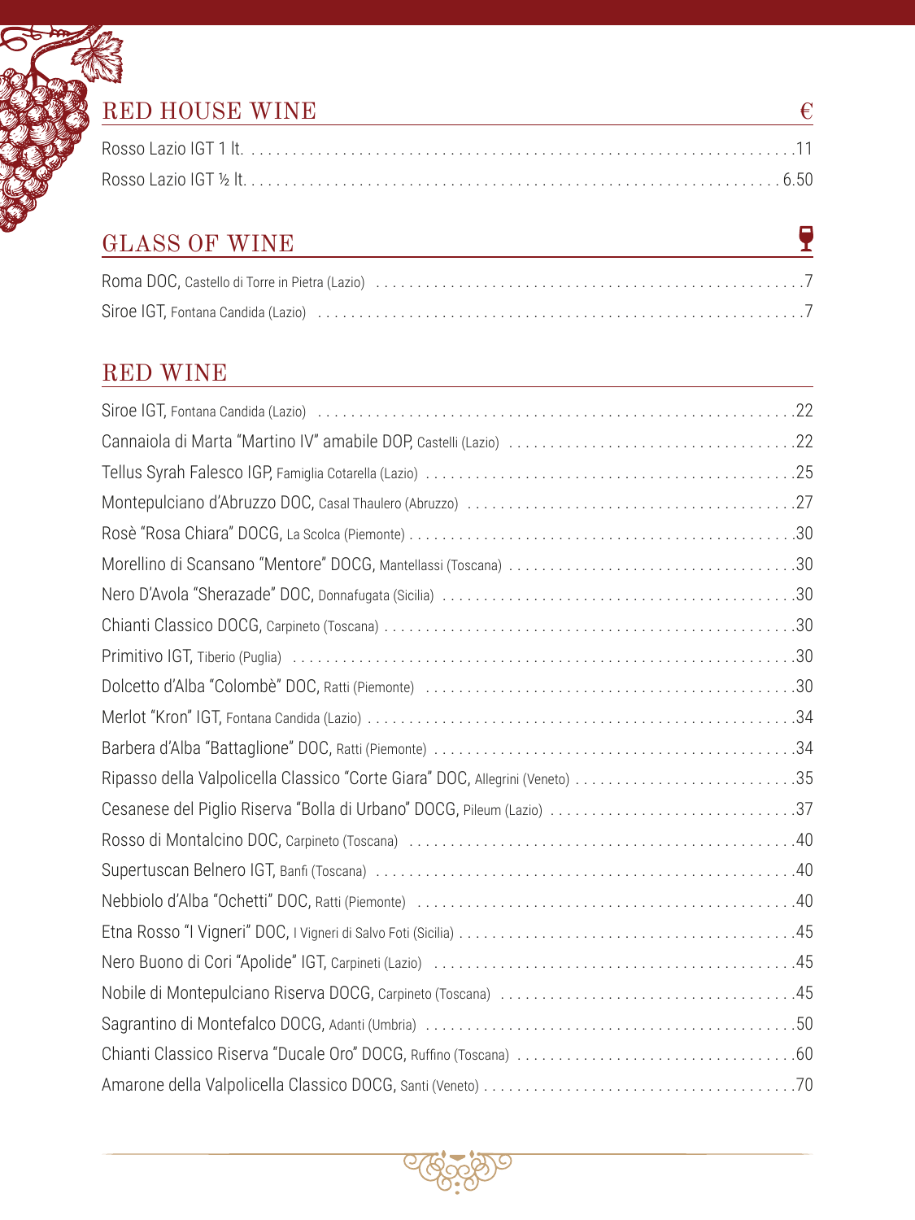## RED HOUSE WINE

| | € |
|---|---|
| Rosso Lazio IGT 1 lt. | 11 |
| Rosso Lazio IGT ½ lt. | 6.50 |

## GLASS OF WINE

| | |
|---|---|
| Roma DOC, Castello di Torre in Pietra (Lazio) | 7 |
| Siroe IGT, Fontana Candida (Lazio) | 7 |

## RED WINE

| | |
|---|---|
| Siroe IGT, Fontana Candida (Lazio) | 22 |
| Cannaiola di Marta "Martino IV" amabile DOP, Castelli (Lazio) | 22 |
| Tellus Syrah Falesco IGP, Famiglia Cotarella (Lazio) | 25 |
| Montepulciano d'Abruzzo DOC, Casal Thaulero (Abruzzo) | 27 |
| Rosè "Rosa Chiara" DOCG, La Scolca (Piemonte) | 30 |
| Morellino di Scansano "Mentore" DOCG, Mantellassi (Toscana) | 30 |
| Nero D'Avola "Sherazade" DOC, Donnafugata (Sicilia) | 30 |
| Chianti Classico DOCG, Carpineto (Toscana) | 30 |
| Primitivo IGT, Tiberio (Puglia) | 30 |
| Dolcetto d'Alba "Colombè" DOC, Ratti (Piemonte) | 30 |
| Merlot "Kron" IGT, Fontana Candida (Lazio) | 34 |
| Barbera d'Alba "Battaglione" DOC, Ratti (Piemonte) | 34 |
| Ripasso della Valpolicella Classico "Corte Giara" DOC, Allegrini (Veneto) | 35 |
| Cesanese del Piglio Riserva "Bolla di Urbano" DOCG, Pileum (Lazio) | 37 |
| Rosso di Montalcino DOC, Carpineto (Toscana) | 40 |
| Supertuscan Belnero IGT, Banfi (Toscana) | 40 |
| Nebbiolo d'Alba "Ochetti" DOC, Ratti (Piemonte) | 40 |
| Etna Rosso "I Vigneri" DOC, I Vigneri di Salvo Foti (Sicilia) | 45 |
| Nero Buono di Cori "Apolide" IGT, Carpineti (Lazio) | 45 |
| Nobile di Montepulciano Riserva DOCG, Carpineto (Toscana) | 45 |
| Sagrantino di Montefalco DOCG, Adanti (Umbria) | 50 |
| Chianti Classico Riserva "Ducale Oro" DOCG, Ruffino (Toscana) | 60 |
| Amarone della Valpolicella Classico DOCG, Santi (Veneto) | 70 |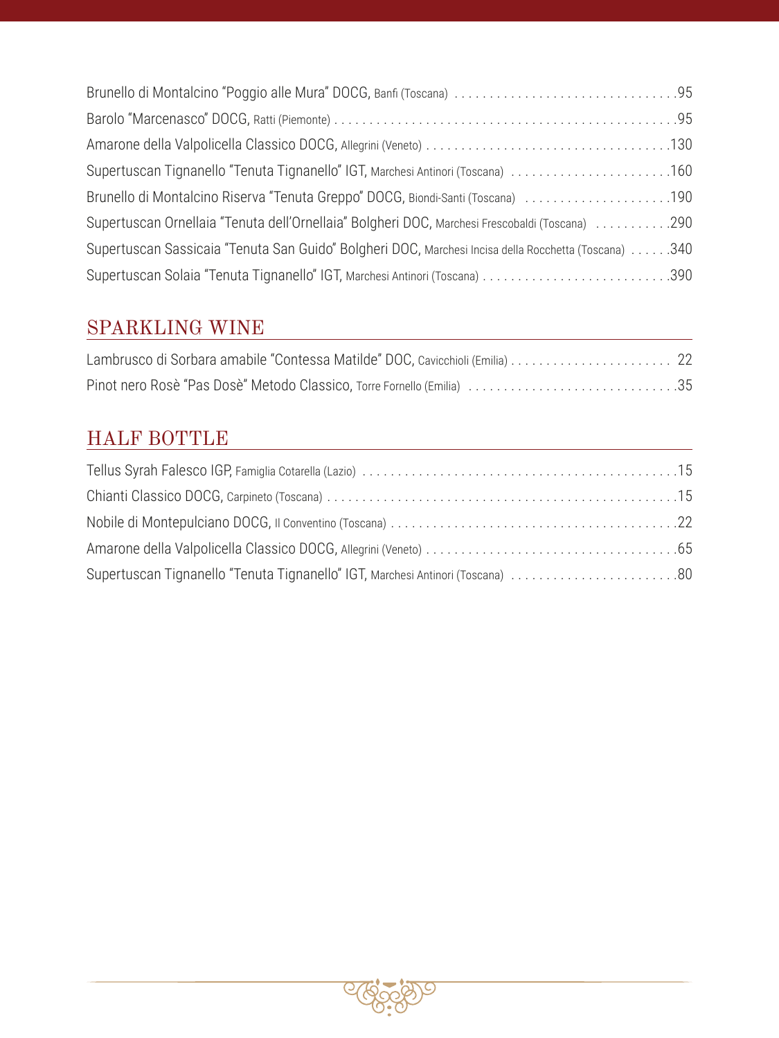Brunello di Montalcino "Poggio alle Mura" DOCG, Banfi (Toscana) . . . . . . . . . . . . . . . . . . . . . . . . . . . . . . . .95

Barolo "Marcenasco" DOCG, Ratti (Piemonte) . . . . . . . . . . . . . . . . . . . . . . . . . . . . . . . . . . . . . . . . . . . . . . .95

Amarone della Valpolicella Classico DOCG, Allegrini (Veneto) . . . . . . . . . . . . . . . . . . . . . . . . . . . . . . . . . .130

Supertuscan Tignanello "Tenuta Tignanello" IGT, Marchesi Antinori (Toscana) . . . . . . . . . . . . . . . . . . . . . . .160

Brunello di Montalcino Riserva "Tenuta Greppo" DOCG, Biondi-Santi (Toscana) . . . . . . . . . . . . . . . . . . . . .190

Supertuscan Ornellaia "Tenuta dell'Ornellaia" Bolgheri DOC, Marchesi Frescobaldi (Toscana) . . . . . . . . . . .290

Supertuscan Sassicaia "Tenuta San Guido" Bolgheri DOC, Marchesi Incisa della Rocchetta (Toscana) . . . . . .340

Supertuscan Solaia "Tenuta Tignanello" IGT, Marchesi Antinori (Toscana) . . . . . . . . . . . . . . . . . . . . . . . . . .390

## SPARKLING WINE

Lambrusco di Sorbara amabile "Contessa Matilde" DOC, Cavicchioli (Emilia) . . . . . . . . . . . . . . . . . . . . . . . 22

Pinot nero Rosè "Pas Dosè" Metodo Classico, Torre Fornello (Emilia) . . . . . . . . . . . . . . . . . . . . . . . . . . . . .35

## HALF BOTTLE

Tellus Syrah Falesco IGP, Famiglia Cotarella (Lazio) . . . . . . . . . . . . . . . . . . . . . . . . . . . . . . . . . . . . . . . . . . . .15

Chianti Classico DOCG, Carpineto (Toscana) . . . . . . . . . . . . . . . . . . . . . . . . . . . . . . . . . . . . . . . . . . . . . . . . .15

Nobile di Montepulciano DOCG, Il Conventino (Toscana) . . . . . . . . . . . . . . . . . . . . . . . . . . . . . . . . . . . . . . . .22

Amarone della Valpolicella Classico DOCG, Allegrini (Veneto) . . . . . . . . . . . . . . . . . . . . . . . . . . . . . . . . . . .65

Supertuscan Tignanello "Tenuta Tignanello" IGT, Marchesi Antinori (Toscana) . . . . . . . . . . . . . . . . . . . . . . . .80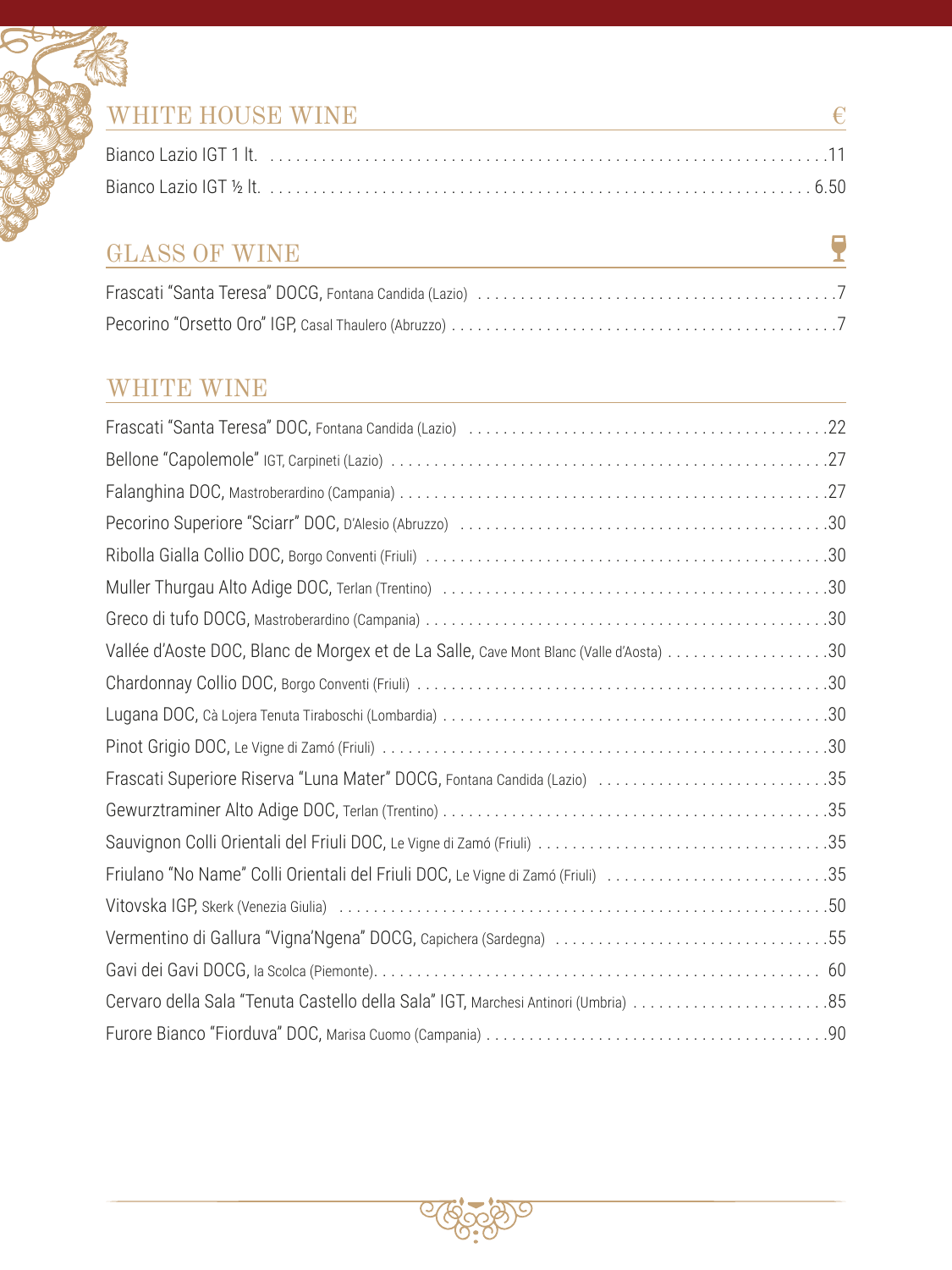## WHITE HOUSE WINE

| | € |
|---|---|
| Bianco Lazio IGT 1 lt. | 11 |
| Bianco Lazio IGT ½ lt. | 6.50 |

## GLASS OF WINE

| | |
|---|---|
| Frascati "Santa Teresa" DOCG, Fontana Candida (Lazio) | 7 |
| Pecorino "Orsetto Oro" IGP, Casal Thaulero (Abruzzo) | 7 |

## WHITE WINE

| | |
|---|---|
| Frascati "Santa Teresa" DOC, Fontana Candida (Lazio) | 22 |
| Bellone "Capolemole" IGT, Carpineti (Lazio) | 27 |
| Falanghina DOC, Mastroberardino (Campania) | 27 |
| Pecorino Superiore "Sciarr" DOC, D'Alesio (Abruzzo) | 30 |
| Ribolla Gialla Collio DOC, Borgo Conventi (Friuli) | 30 |
| Muller Thurgau Alto Adige DOC, Terlan (Trentino) | 30 |
| Greco di tufo DOCG, Mastroberardino (Campania) | 30 |
| Vallée d'Aoste DOC, Blanc de Morgex et de La Salle, Cave Mont Blanc (Valle d'Aosta) | 30 |
| Chardonnay Collio DOC, Borgo Conventi (Friuli) | 30 |
| Lugana DOC, Cà Lojera Tenuta Tiraboschi (Lombardia) | 30 |
| Pinot Grigio DOC, Le Vigne di Zamó (Friuli) | 30 |
| Frascati Superiore Riserva "Luna Mater" DOCG, Fontana Candida (Lazio) | 35 |
| Gewurztraminer Alto Adige DOC, Terlan (Trentino) | 35 |
| Sauvignon Colli Orientali del Friuli DOC, Le Vigne di Zamó (Friuli) | 35 |
| Friulano "No Name" Colli Orientali del Friuli DOC, Le Vigne di Zamó (Friuli) | 35 |
| Vitovska IGP, Skerk (Venezia Giulia) | 50 |
| Vermentino di Gallura "Vigna'Ngena" DOCG, Capichera (Sardegna) | 55 |
| Gavi dei Gavi DOCG, la Scolca (Piemonte) | 60 |
| Cervaro della Sala "Tenuta Castello della Sala" IGT, Marchesi Antinori (Umbria) | 85 |
| Furore Bianco "Fiorduva" DOC, Marisa Cuomo (Campania) | 90 |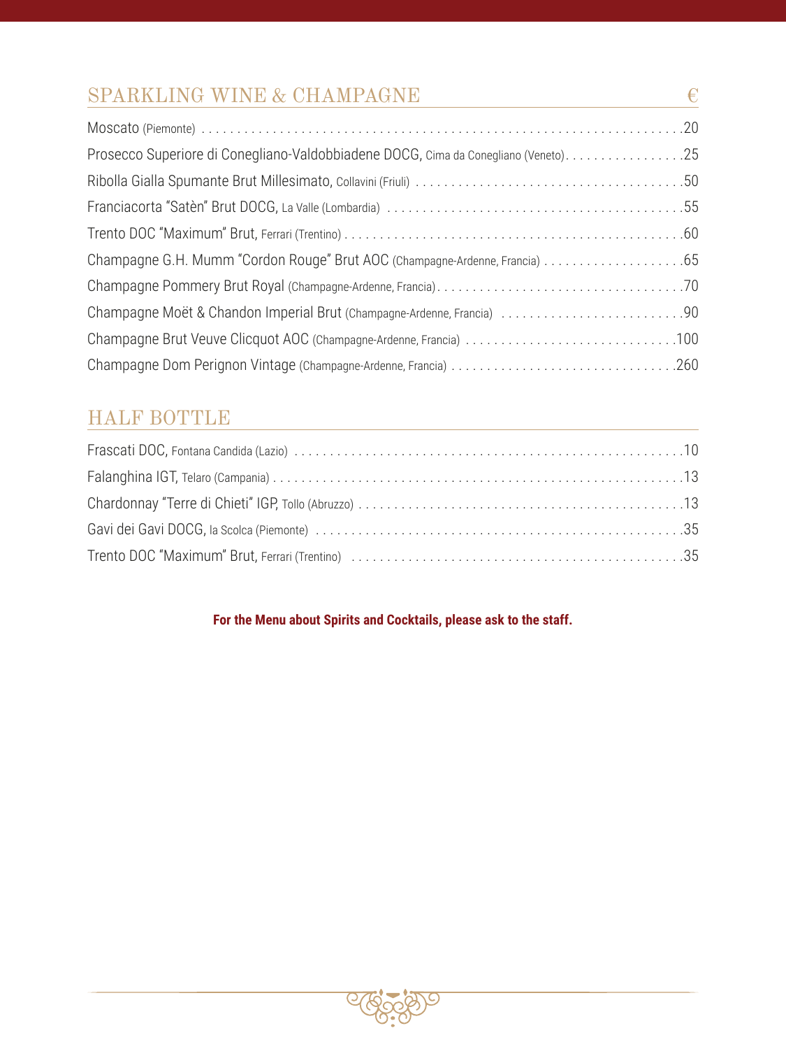## SPARKLING WINE & CHAMPAGNE

| | € |
|---|---|
| Moscato (Piemonte) | 20 |
| Prosecco Superiore di Conegliano-Valdobbiadene DOCG, Cima da Conegliano (Veneto) | 25 |
| Ribolla Gialla Spumante Brut Millesimato, Collavini (Friuli) | 50 |
| Franciacorta "Satèn" Brut DOCG, La Valle (Lombardia) | 55 |
| Trento DOC "Maximum" Brut, Ferrari (Trentino) | 60 |
| Champagne G.H. Mumm "Cordon Rouge" Brut AOC (Champagne-Ardenne, Francia) | 65 |
| Champagne Pommery Brut Royal (Champagne-Ardenne, Francia) | 70 |
| Champagne Moët & Chandon Imperial Brut (Champagne-Ardenne, Francia) | 90 |
| Champagne Brut Veuve Clicquot AOC (Champagne-Ardenne, Francia) | 100 |
| Champagne Dom Perignon Vintage (Champagne-Ardenne, Francia) | 260 |

## HALF BOTTLE

| | € |
|---|---|
| Frascati DOC, Fontana Candida (Lazio) | 10 |
| Falanghina IGT, Telaro (Campania) | 13 |
| Chardonnay "Terre di Chieti" IGP, Tollo (Abruzzo) | 13 |
| Gavi dei Gavi DOCG, la Scolca (Piemonte) | 35 |
| Trento DOC "Maximum" Brut, Ferrari (Trentino) | 35 |

**For the Menu about Spirits and Cocktails, please ask to the staff.**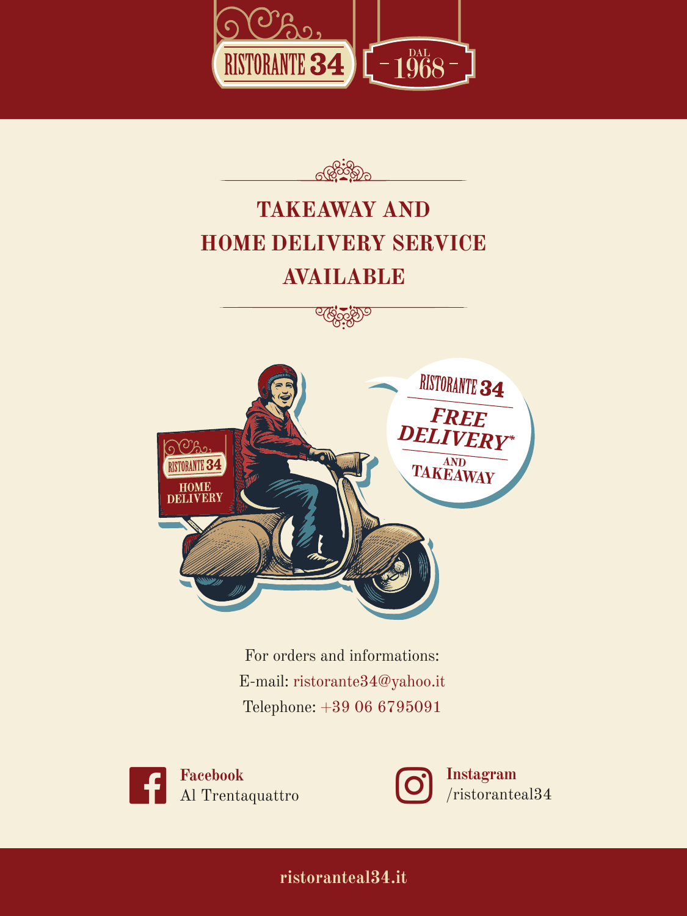RISTORANTE 34 — DAL 1968

## TAKEAWAY AND HOME DELIVERY SERVICE AVAILABLE

RISTORANTE 34

**FREE DELIVERY***

AND TAKEAWAY

RISTORANTE 34 HOME DELIVERY

For orders and informations:
E-mail: ristorante34@yahoo.it
Telephone: +39 06 6795091

**Facebook**
Al Trentaquattro

**Instagram**
/ristoranteal34

**ristoranteal34.it**